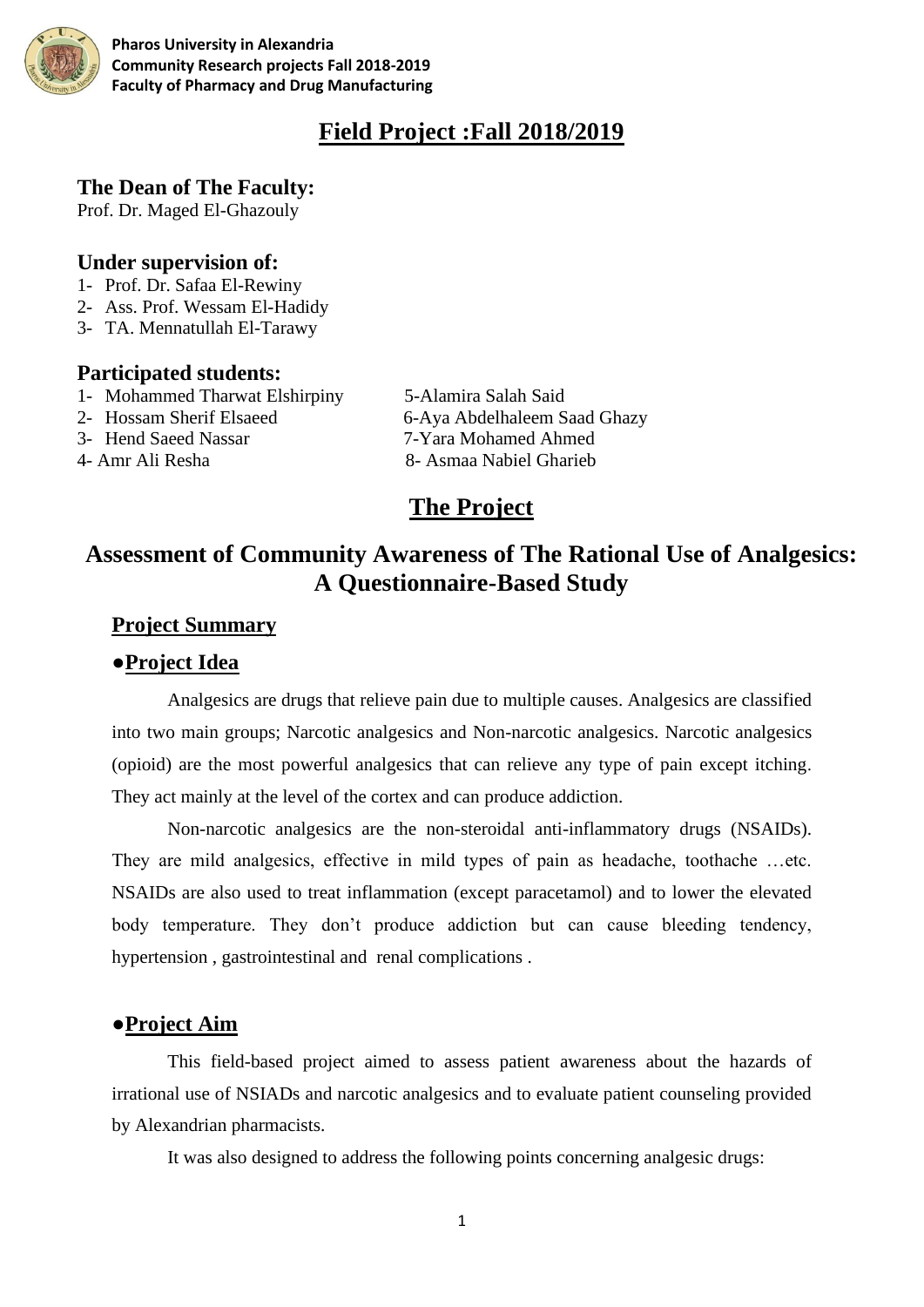**Pharos University in Alexandria**
**Community Research projects Fall 2018-2019**
**Faculty of Pharmacy and Drug Manufacturing**

# Field Project :Fall 2018/2019

### The Dean of The Faculty:

Prof. Dr. Maged El-Ghazouly

### Under supervision of:

1- Prof. Dr. Safaa El-Rewiny
2- Ass. Prof. Wessam El-Hadidy
3- TA. Mennatullah El-Tarawy

### Participated students:

1- Mohammed Tharwat Elshirpiny
2- Hossam Sherif Elsaeed
3- Hend Saeed Nassar
4- Amr Ali Resha
5-Alamira Salah Said
6-Aya Abdelhaleem Saad Ghazy
7-Yara Mohamed Ahmed
8- Asmaa Nabiel Gharieb

# The Project

## Assessment of Community Awareness of The Rational Use of Analgesics: A Questionnaire-Based Study

### Project Summary

### ●Project Idea

Analgesics are drugs that relieve pain due to multiple causes. Analgesics are classified into two main groups; Narcotic analgesics and Non-narcotic analgesics. Narcotic analgesics (opioid) are the most powerful analgesics that can relieve any type of pain except itching. They act mainly at the level of the cortex and can produce addiction.

Non-narcotic analgesics are the non-steroidal anti-inflammatory drugs (NSAIDs). They are mild analgesics, effective in mild types of pain as headache, toothache …etc. NSAIDs are also used to treat inflammation (except paracetamol) and to lower the elevated body temperature. They don't produce addiction but can cause bleeding tendency, hypertension , gastrointestinal and renal complications .

### ●Project Aim

This field-based project aimed to assess patient awareness about the hazards of irrational use of NSIADs and narcotic analgesics and to evaluate patient counseling provided by Alexandrian pharmacists.

It was also designed to address the following points concerning analgesic drugs: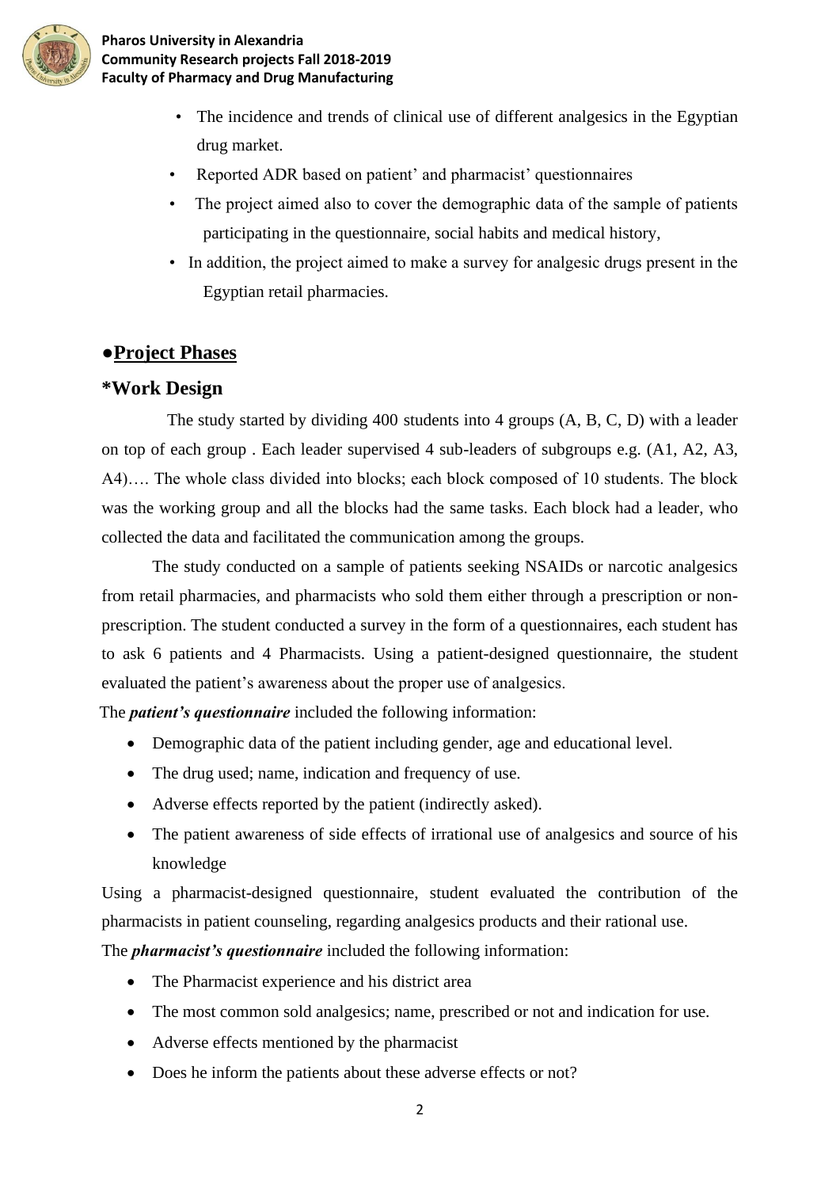- The incidence and trends of clinical use of different analgesics in the Egyptian drug market.
- Reported ADR based on patient' and pharmacist' questionnaires
- The project aimed also to cover the demographic data of the sample of patients participating in the questionnaire, social habits and medical history,
- In addition, the project aimed to make a survey for analgesic drugs present in the Egyptian retail pharmacies.

## ●Project Phases

### *Work Design

The study started by dividing 400 students into 4 groups (A, B, C, D) with a leader on top of each group . Each leader supervised 4 sub-leaders of subgroups e.g. (A1, A2, A3, A4)…. The whole class divided into blocks; each block composed of 10 students. The block was the working group and all the blocks had the same tasks. Each block had a leader, who collected the data and facilitated the communication among the groups.

The study conducted on a sample of patients seeking NSAIDs or narcotic analgesics from retail pharmacies, and pharmacists who sold them either through a prescription or non-prescription. The student conducted a survey in the form of a questionnaires, each student has to ask 6 patients and 4 Pharmacists. Using a patient-designed questionnaire, the student evaluated the patient's awareness about the proper use of analgesics.

The ***patient's questionnaire*** included the following information:

- Demographic data of the patient including gender, age and educational level.
- The drug used; name, indication and frequency of use.
- Adverse effects reported by the patient (indirectly asked).
- The patient awareness of side effects of irrational use of analgesics and source of his knowledge

Using a pharmacist-designed questionnaire, student evaluated the contribution of the pharmacists in patient counseling, regarding analgesics products and their rational use.

The ***pharmacist's questionnaire*** included the following information:

- The Pharmacist experience and his district area
- The most common sold analgesics; name, prescribed or not and indication for use.
- Adverse effects mentioned by the pharmacist
- Does he inform the patients about these adverse effects or not?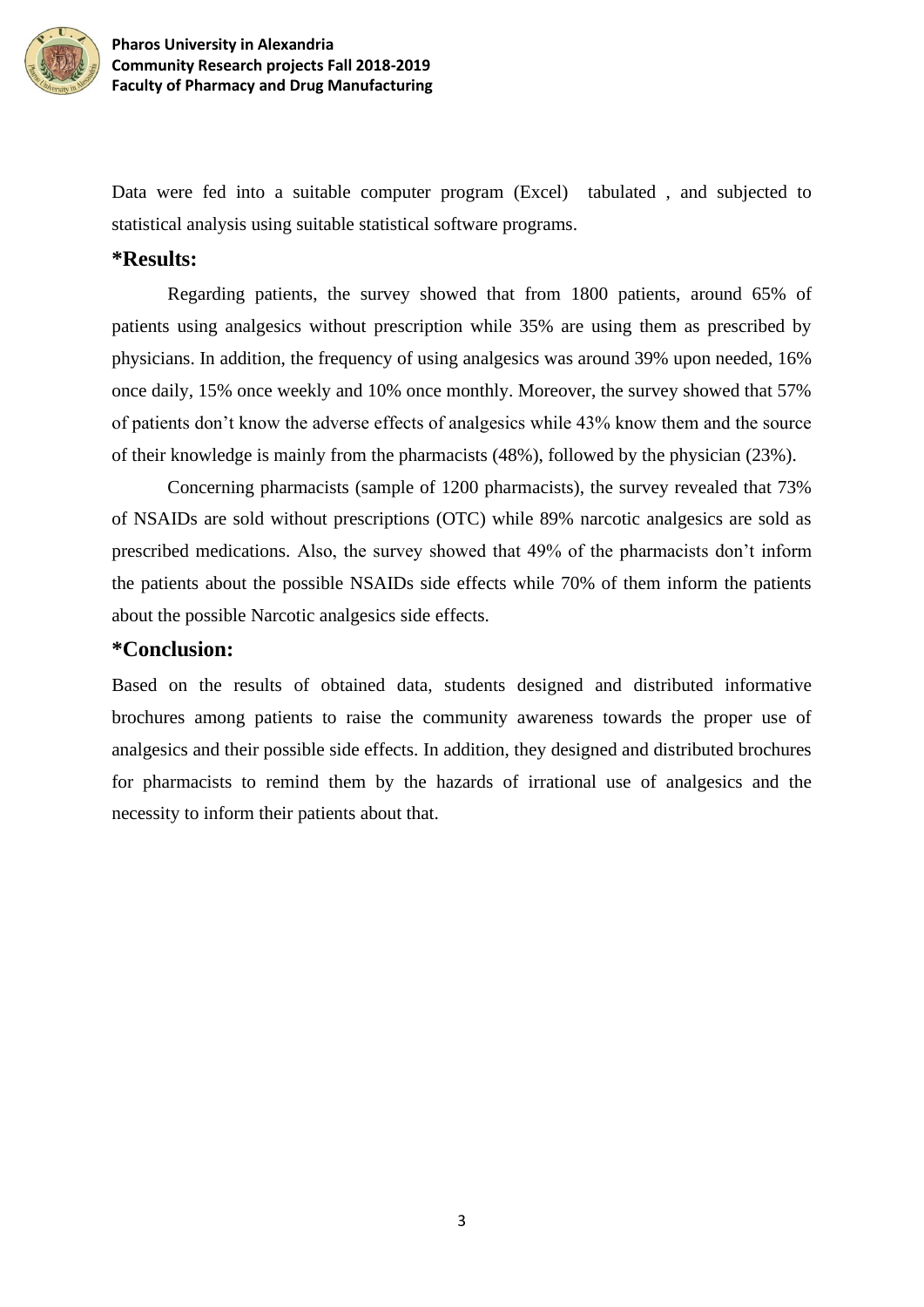Data were fed into a suitable computer program (Excel) tabulated , and subjected to statistical analysis using suitable statistical software programs.

## *Results:

Regarding patients, the survey showed that from 1800 patients, around 65% of patients using analgesics without prescription while 35% are using them as prescribed by physicians. In addition, the frequency of using analgesics was around 39% upon needed, 16% once daily, 15% once weekly and 10% once monthly. Moreover, the survey showed that 57% of patients don't know the adverse effects of analgesics while 43% know them and the source of their knowledge is mainly from the pharmacists (48%), followed by the physician (23%).

Concerning pharmacists (sample of 1200 pharmacists), the survey revealed that 73% of NSAIDs are sold without prescriptions (OTC) while 89% narcotic analgesics are sold as prescribed medications. Also, the survey showed that 49% of the pharmacists don't inform the patients about the possible NSAIDs side effects while 70% of them inform the patients about the possible Narcotic analgesics side effects.

## *Conclusion:

Based on the results of obtained data, students designed and distributed informative brochures among patients to raise the community awareness towards the proper use of analgesics and their possible side effects. In addition, they designed and distributed brochures for pharmacists to remind them by the hazards of irrational use of analgesics and the necessity to inform their patients about that.